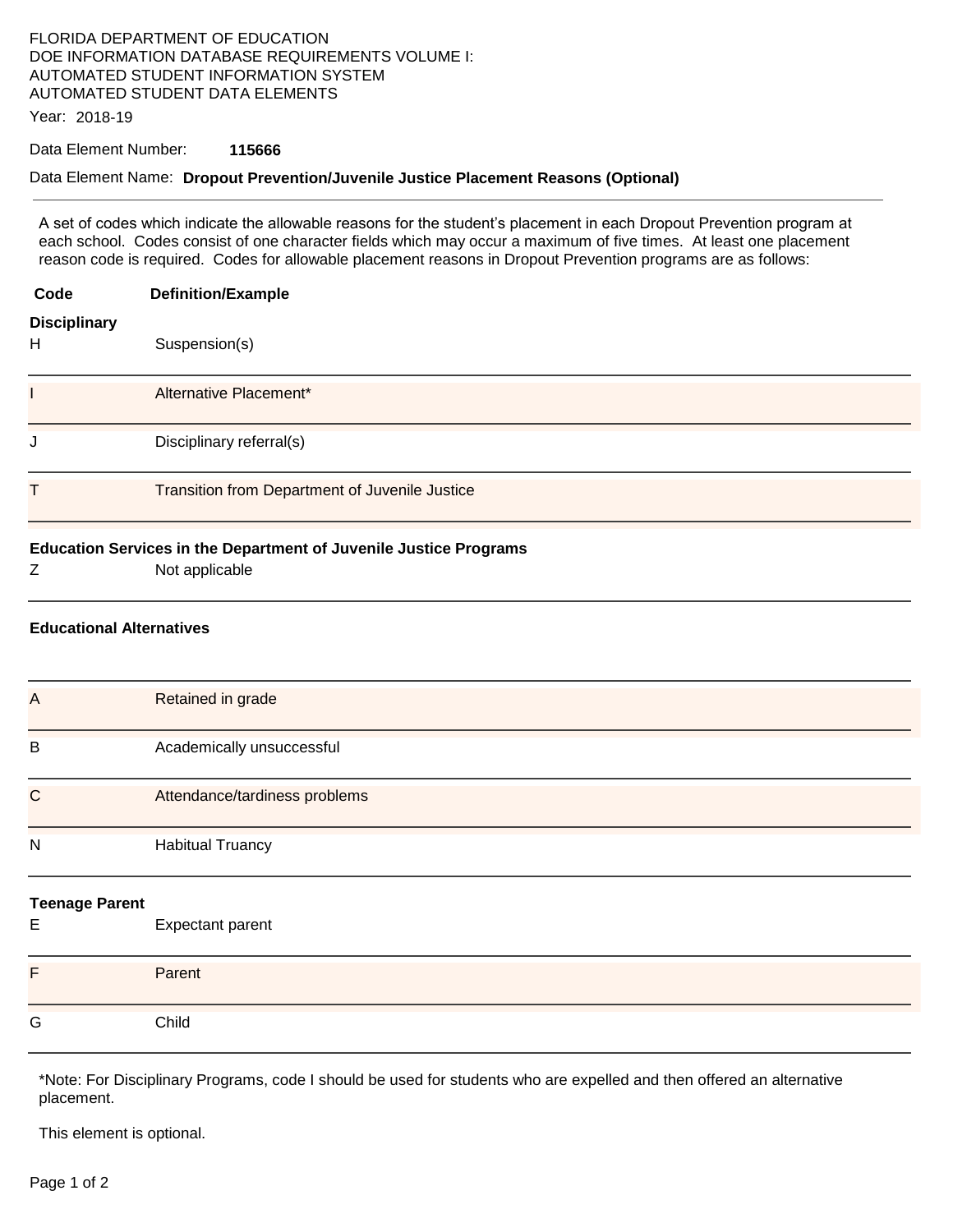FLORIDA DEPARTMENT OF EDUCATION
DOE INFORMATION DATABASE REQUIREMENTS VOLUME I:
AUTOMATED STUDENT INFORMATION SYSTEM
AUTOMATED STUDENT DATA ELEMENTS

Year: 2018-19

Data Element Number: **115666**

Data Element Name: **Dropout Prevention/Juvenile Justice Placement Reasons (Optional)**

---

A set of codes which indicate the allowable reasons for the student's placement in each Dropout Prevention program at each school. Codes consist of one character fields which may occur a maximum of five times. At least one placement reason code is required. Codes for allowable placement reasons in Dropout Prevention programs are as follows:

| **Code** | **Definition/Example** |
|---|---|
| **Disciplinary** | |
| H | Suspension(s) |
| I | Alternative Placement* |
| J | Disciplinary referral(s) |
| T | Transition from Department of Juvenile Justice |
| **Education Services in the Department of Juvenile Justice Programs** | |
| Z | Not applicable |
| **Educational Alternatives** | |
| A | Retained in grade |
| B | Academically unsuccessful |
| C | Attendance/tardiness problems |
| N | Habitual Truancy |
| **Teenage Parent** | |
| E | Expectant parent |
| F | Parent |
| G | Child |

*Note: For Disciplinary Programs, code I should be used for students who are expelled and then offered an alternative placement.

This element is optional.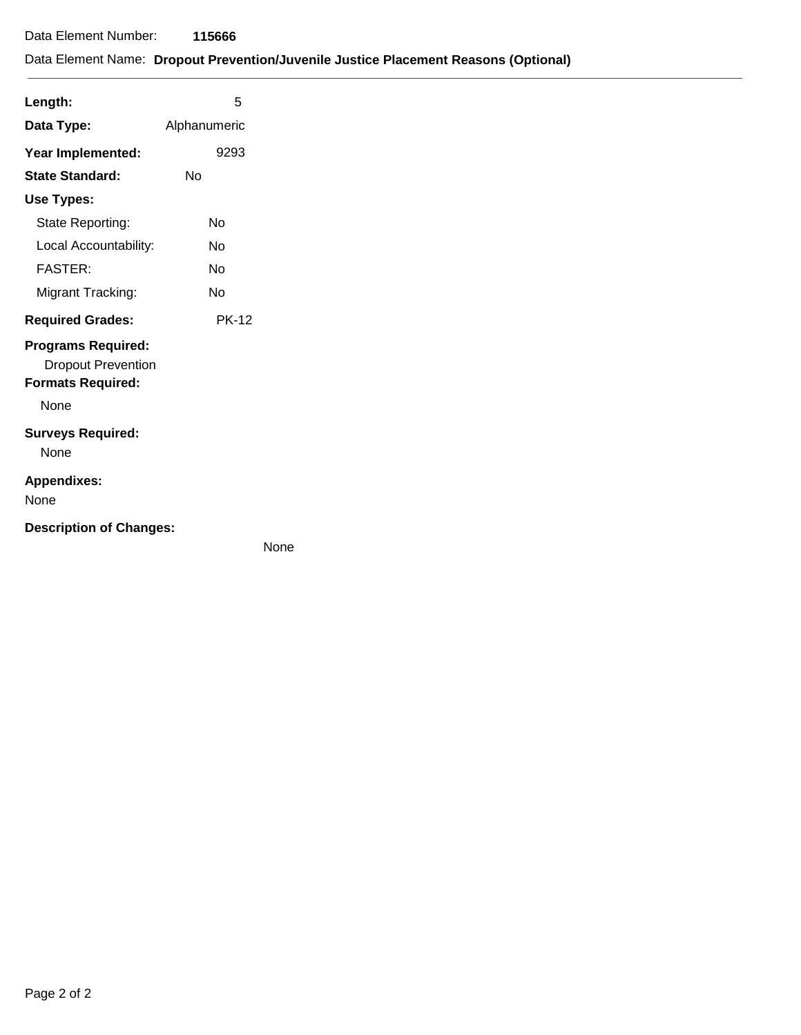Data Element Number: **115666**

Data Element Name: **Dropout Prevention/Juvenile Justice Placement Reasons (Optional)**

---

**Length:** 5

**Data Type:** Alphanumeric

**Year Implemented:** 9293

**State Standard:** No

**Use Types:**

- State Reporting: No
- Local Accountability: No
- FASTER: No
- Migrant Tracking: No

**Required Grades:** PK-12

**Programs Required:**

Dropout Prevention

**Formats Required:**

None

**Surveys Required:**

None

**Appendixes:**

None

**Description of Changes:**

None